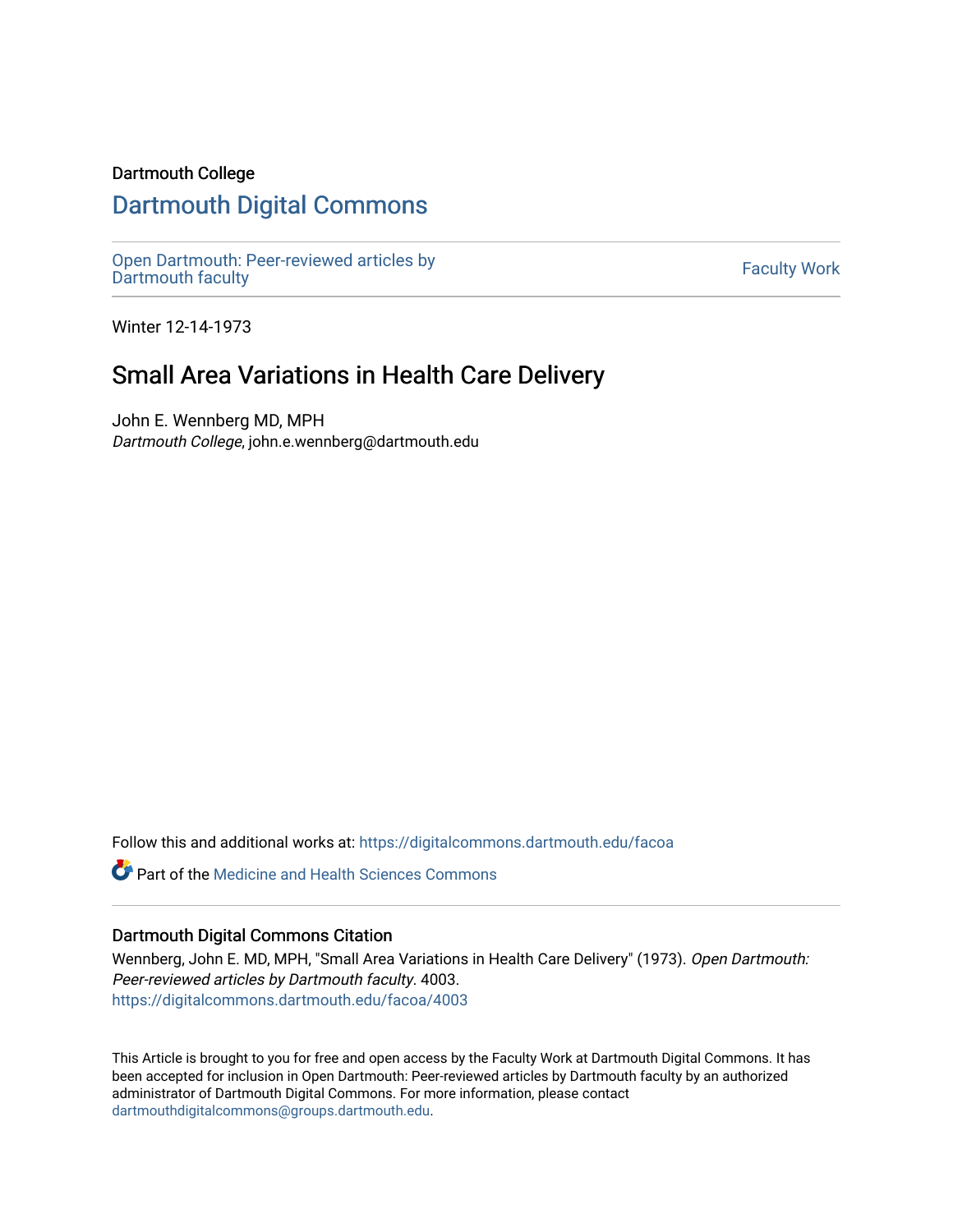Dartmouth College

# Dartmouth Digital Commons

Open Dartmouth: Peer-reviewed articles by Dartmouth faculty

Faculty Work

Winter 12-14-1973

## Small Area Variations in Health Care Delivery

John E. Wennberg MD, MPH
*Dartmouth College*, john.e.wennberg@dartmouth.edu

Follow this and additional works at: https://digitalcommons.dartmouth.edu/facoa

Part of the Medicine and Health Sciences Commons

### Dartmouth Digital Commons Citation

Wennberg, John E. MD, MPH, "Small Area Variations in Health Care Delivery" (1973). *Open Dartmouth: Peer-reviewed articles by Dartmouth faculty*. 4003.
https://digitalcommons.dartmouth.edu/facoa/4003

This Article is brought to you for free and open access by the Faculty Work at Dartmouth Digital Commons. It has been accepted for inclusion in Open Dartmouth: Peer-reviewed articles by Dartmouth faculty by an authorized administrator of Dartmouth Digital Commons. For more information, please contact dartmouthdigitalcommons@groups.dartmouth.edu.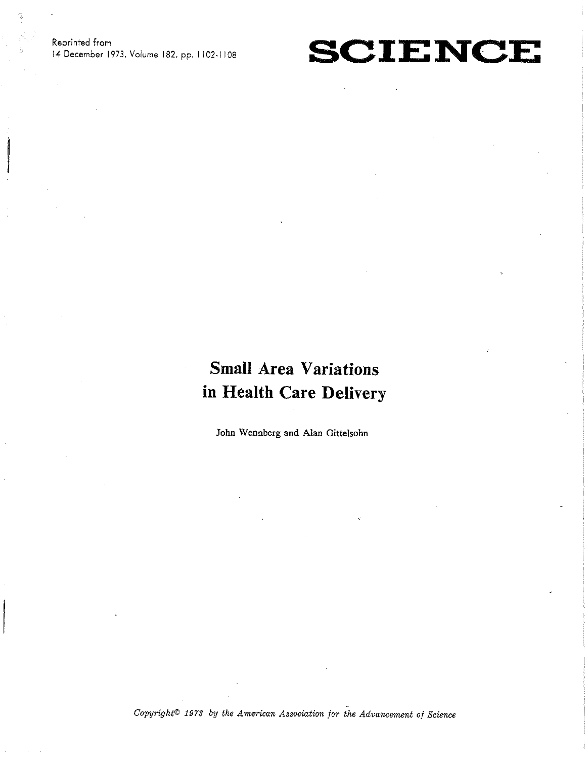Reprinted from
14 December 1973, Volume 182, pp. 1102-1108

# SCIENCE

## Small Area Variations in Health Care Delivery

John Wennberg and Alan Gittelsohn

*Copyright© 1973 by the American Association for the Advancement of Science*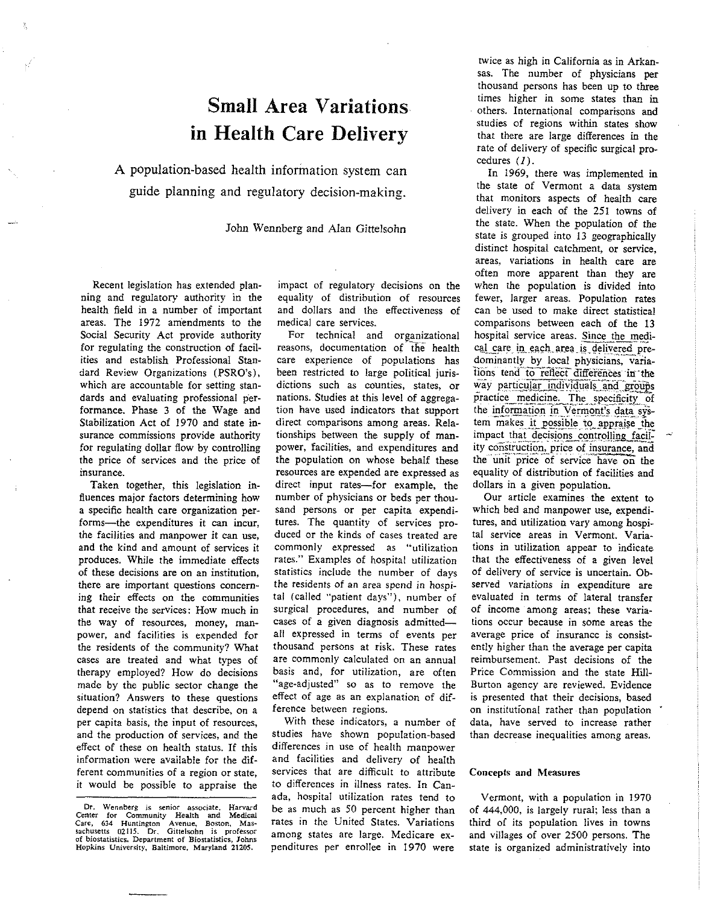# Small Area Variations in Health Care Delivery

A population-based health information system can guide planning and regulatory decision-making.

John Wennberg and Alan Gittelsohn

Recent legislation has extended planning and regulatory authority in the health field in a number of important areas. The 1972 amendments to the Social Security Act provide authority for regulating the construction of facilities and establish Professional Standard Review Organizations (PSRO's), which are accountable for setting standards and evaluating professional performance. Phase 3 of the Wage and Stabilization Act of 1970 and state insurance commissions provide authority for regulating dollar flow by controlling the price of services and the price of insurance.

Taken together, this legislation influences major factors determining how a specific health care organization performs—the expenditures it can incur, the facilities and manpower it can use, and the kind and amount of services it produces. While the immediate effects of these decisions are on an institution, there are important questions concerning their effects on the communities that receive the services: How much in the way of resources, money, manpower, and facilities is expended for the residents of the community? What cases are treated and what types of therapy employed? How do decisions made by the public sector change the situation? Answers to these questions depend on statistics that describe, on a per capita basis, the input of resources, and the production of services, and the effect of these on health status. If this information were available for the different communities of a region or state, it would be possible to appraise the impact of regulatory decisions on the equality of distribution of resources and dollars and the effectiveness of medical care services.

For technical and organizational reasons, documentation of the health care experience of populations has been restricted to large political jurisdictions such as counties, states, or nations. Studies at this level of aggregation have used indicators that support direct comparisons among areas. Relationships between the supply of manpower, facilities, and expenditures and the population on whose behalf these resources are expended are expressed as direct input rates—for example, the number of physicians or beds per thousand persons or per capita expenditures. The quantity of services produced or the kinds of cases treated are commonly expressed as "utilization rates." Examples of hospital utilization statistics include the number of days the residents of an area spend in hospital (called "patient days"), number of surgical procedures, and number of cases of a given diagnosis admitted—all expressed in terms of events per thousand persons at risk. These rates are commonly calculated on an annual basis and, for utilization, are often "age-adjusted" so as to remove the effect of age as an explanation of difference between regions.

With these indicators, a number of studies have shown population-based differences in use of health manpower and facilities and delivery of health services that are difficult to attribute to differences in illness rates. In Canada, hospital utilization rates tend to be as much as 50 percent higher than rates in the United States. Variations among states are large. Medicare expenditures per enrollee in 1970 were twice as high in California as in Arkansas. The number of physicians per thousand persons has been up to three times higher in some states than in others. International comparisons and studies of regions within states show that there are large differences in the rate of delivery of specific surgical procedures (*1*).

In 1969, there was implemented in the state of Vermont a data system that monitors aspects of health care delivery in each of the 251 towns of the state. When the population of the state is grouped into 13 geographically distinct hospital catchment, or service, areas, variations in health care are often more apparent than they are when the population is divided into fewer, larger areas. Population rates can be used to make direct statistical comparisons between each of the 13 hospital service areas. Since the medical care in each area is delivered predominantly by local physicians, variations tend to reflect differences in the way particular individuals and groups practice medicine. The specificity of the information in Vermont's data system makes it possible to appraise the impact that decisions controlling facility construction, price of insurance, and the unit price of service have on the equality of distribution of facilities and dollars in a given population.

Our article examines the extent to which bed and manpower use, expenditures, and utilization vary among hospital service areas in Vermont. Variations in utilization appear to indicate that the effectiveness of a given level of delivery of service is uncertain. Observed variations in expenditure are evaluated in terms of lateral transfer of income among areas; these variations occur because in some areas the average price of insurance is consistently higher than the average per capita reimbursement. Past decisions of the Price Commission and the state Hill-Burton agency are reviewed. Evidence is presented that their decisions, based on institutional rather than population data, have served to increase rather than decrease inequalities among areas.

## Concepts and Measures

Vermont, with a population in 1970 of 444,000, is largely rural; less than a third of its population lives in towns and villages of over 2500 persons. The state is organized administratively into

Dr. Wennberg is senior associate, Harvard Center for Community Health and Medical Care, 634 Huntington Avenue, Boston, Massachusetts 02115. Dr. Gittelsohn is professor of biostatistics, Department of Biostatistics, Johns Hopkins University, Baltimore, Maryland 21205.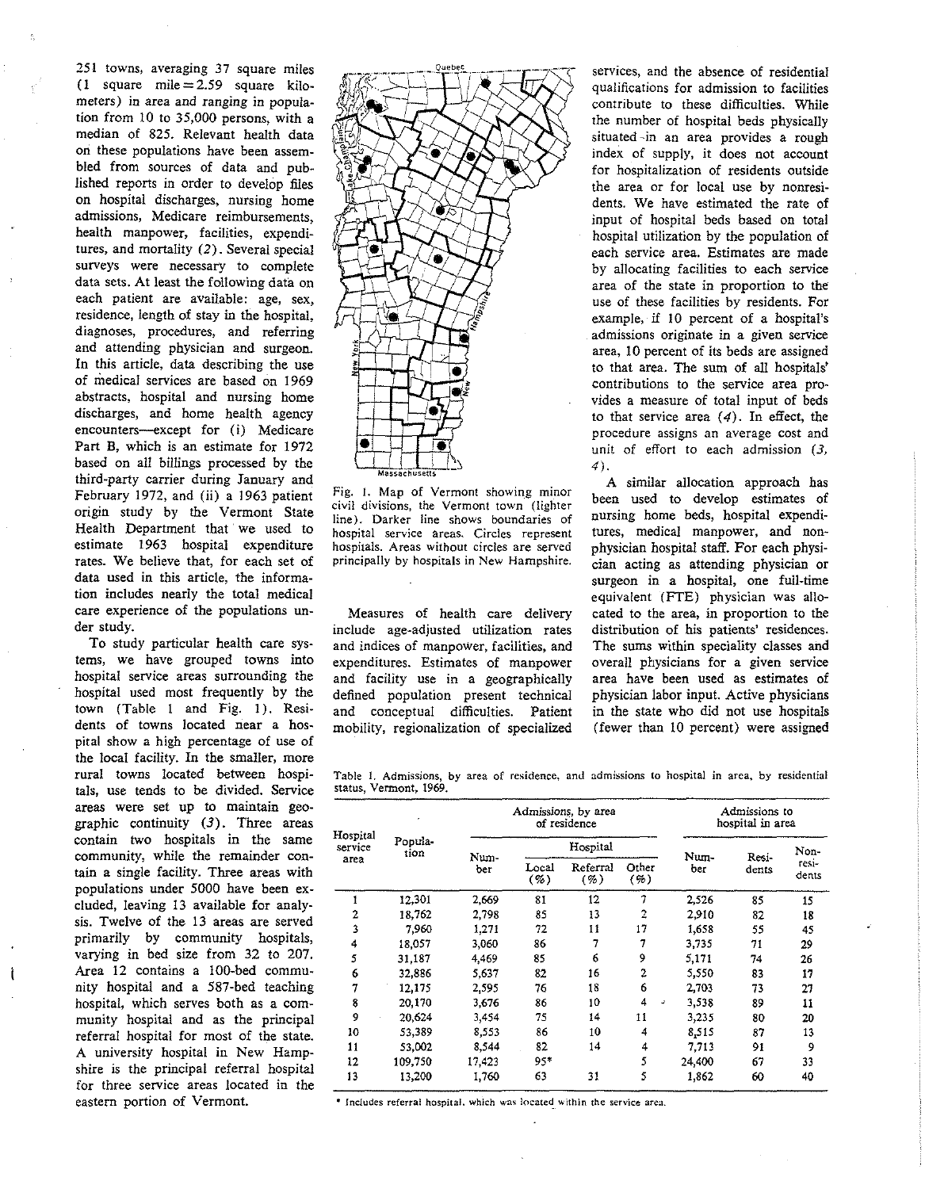251 towns, averaging 37 square miles (1 square mile = 2.59 square kilometers) in area and ranging in population from 10 to 35,000 persons, with a median of 825. Relevant health data on these populations have been assembled from sources of data and published reports in order to develop files on hospital discharges, nursing home admissions, Medicare reimbursements, health manpower, facilities, expenditures, and mortality (2). Several special surveys were necessary to complete data sets. At least the following data on each patient are available: age, sex, residence, length of stay in the hospital, diagnoses, procedures, and referring and attending physician and surgeon. In this article, data describing the use of medical services are based on 1969 abstracts, hospital and nursing home discharges, and home health agency encounters—except for (i) Medicare Part B, which is an estimate for 1972 based on all billings processed by the third-party carrier during January and February 1972, and (ii) a 1963 patient origin study by the Vermont State Health Department that we used to estimate 1963 hospital expenditure rates. We believe that, for each set of data used in this article, the information includes nearly the total medical care experience of the populations under study.

To study particular health care systems, we have grouped towns into hospital service areas surrounding the hospital used most frequently by the town (Table 1 and Fig. 1). Residents of towns located near a hospital show a high percentage of use of the local facility. In the smaller, more rural towns located between hospitals, use tends to be divided. Service areas were set up to maintain geographic continuity (3). Three areas contain two hospitals in the same community, while the remainder contain a single facility. Three areas with populations under 5000 have been excluded, leaving 13 available for analysis. Twelve of the 13 areas are served primarily by community hospitals, varying in bed size from 32 to 207. Area 12 contains a 100-bed community hospital and a 587-bed teaching hospital, which serves both as a community hospital and as the principal referral hospital for most of the state. A university hospital in New Hampshire is the principal referral hospital for three service areas located in the eastern portion of Vermont.

Quebec
Lake Champlain
New York
New Hampshire
Massachusetts

Fig. 1. Map of Vermont showing minor civil divisions, the Vermont town (lighter line). Darker line shows boundaries of hospital service areas. Circles represent hospitals. Areas without circles are served principally by hospitals in New Hampshire.

Measures of health care delivery include age-adjusted utilization rates and indices of manpower, facilities, and expenditures. Estimates of manpower and facility use in a geographically defined population present technical and conceptual difficulties. Patient mobility, regionalization of specialized services, and the absence of residential qualifications for admission to facilities contribute to these difficulties. While the number of hospital beds physically situated in an area provides a rough index of supply, it does not account for hospitalization of residents outside the area or for local use by nonresidents. We have estimated the rate of input of hospital beds based on total hospital utilization by the population of each service area. Estimates are made by allocating facilities to each service area of the state in proportion to the use of these facilities by residents. For example, if 10 percent of a hospital's admissions originate in a given service area, 10 percent of its beds are assigned to that area. The sum of all hospitals' contributions to the service area provides a measure of total input of beds to that service area (4). In effect, the procedure assigns an average cost and unit of effort to each admission (3, 4).

A similar allocation approach has been used to develop estimates of nursing home beds, hospital expenditures, medical manpower, and nonphysician hospital staff. For each physician acting as attending physician or surgeon in a hospital, one full-time equivalent (FTE) physician was allocated to the area, in proportion to the distribution of his patients' residences. The sums within speciality classes and overall physicians for a given service area have been used as estimates of physician labor input. Active physicians in the state who did not use hospitals (fewer than 10 percent) were assigned

Table 1. Admissions, by area of residence, and admissions to hospital in area, by residential status, Vermont, 1969.

| Hospital service area | Population | Admissions, by area of residence | | | | Admissions to hospital in area | | |
|---|---|---|---|---|---|---|---|---|
| | | Number | Hospital | | | Number | Residents | Nonresidents |
| | | | Local (%) | Referral (%) | Other (%) | | | |
| 1 | 12,301 | 2,669 | 81 | 12 | 7 | 2,526 | 85 | 15 |
| 2 | 18,762 | 2,798 | 85 | 13 | 2 | 2,910 | 82 | 18 |
| 3 | 7,960 | 1,271 | 72 | 11 | 17 | 1,658 | 55 | 45 |
| 4 | 18,057 | 3,060 | 86 | 7 | 7 | 3,735 | 71 | 29 |
| 5 | 31,187 | 4,469 | 85 | 6 | 9 | 5,171 | 74 | 26 |
| 6 | 32,886 | 5,637 | 82 | 16 | 2 | 5,550 | 83 | 17 |
| 7 | 12,175 | 2,595 | 76 | 18 | 6 | 2,703 | 73 | 27 |
| 8 | 20,170 | 3,676 | 86 | 10 | 4 | 3,538 | 89 | 11 |
| 9 | 20,624 | 3,454 | 75 | 14 | 11 | 3,235 | 80 | 20 |
| 10 | 53,389 | 8,553 | 86 | 10 | 4 | 8,515 | 87 | 13 |
| 11 | 53,002 | 8,544 | 82 | 14 | 4 | 7,713 | 91 | 9 |
| 12 | 109,750 | 17,423 | 95* | | 5 | 24,400 | 67 | 33 |
| 13 | 13,200 | 1,760 | 63 | 31 | 5 | 1,862 | 60 | 40 |

* Includes referral hospital, which was located within the service area.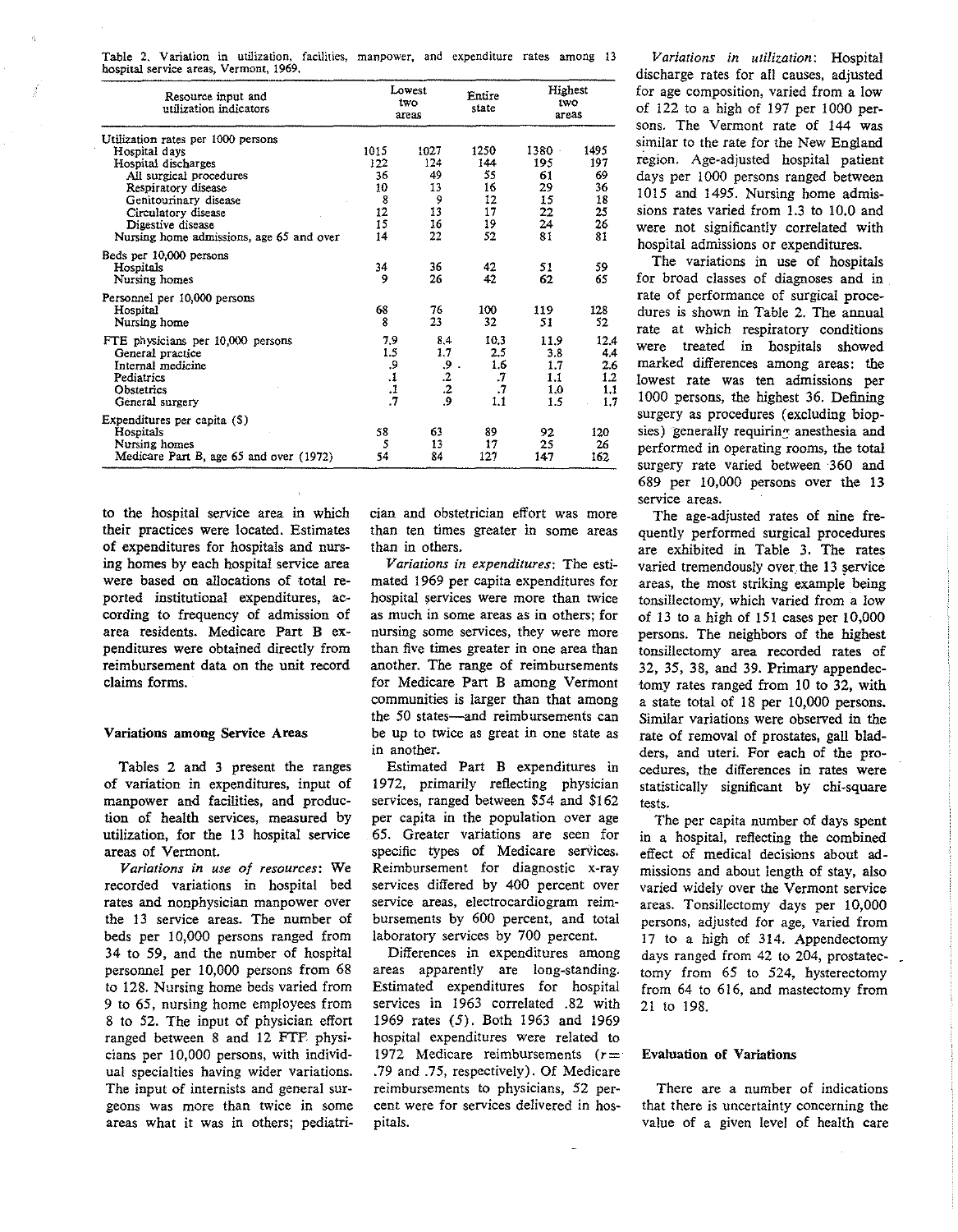Table 2. Variation in utilization, facilities, manpower, and expenditure rates among 13 hospital service areas, Vermont, 1969.

| Resource input and utilization indicators | Lowest two areas | | Entire state | Highest two areas | |
|---|---|---|---|---|---|
| Utilization rates per 1000 persons | | | | | |
| Hospital days | 1015 | 1027 | 1250 | 1380 | 1495 |
| Hospital discharges | 122 | 124 | 144 | 195 | 197 |
| All surgical procedures | 36 | 49 | 55 | 61 | 69 |
| Respiratory disease | 10 | 13 | 16 | 29 | 36 |
| Genitourinary disease | 8 | 9 | 12 | 15 | 18 |
| Circulatory disease | 12 | 13 | 17 | 22 | 25 |
| Digestive disease | 15 | 16 | 19 | 24 | 26 |
| Nursing home admissions, age 65 and over | 14 | 22 | 52 | 81 | 81 |
| Beds per 10,000 persons | | | | | |
| Hospitals | 34 | 36 | 42 | 51 | 59 |
| Nursing homes | 9 | 26 | 42 | 62 | 65 |
| Personnel per 10,000 persons | | | | | |
| Hospital | 68 | 76 | 100 | 119 | 128 |
| Nursing home | 8 | 23 | 32 | 51 | 52 |
| FTE physicians per 10,000 persons | 7.9 | 8.4 | 10.3 | 11.9 | 12.4 |
| General practice | 1.5 | 1.7 | 2.5 | 3.8 | 4.4 |
| Internal medicine | .9 | .9 | 1.6 | 1.7 | 2.6 |
| Pediatrics | .1 | .2 | .7 | 1.1 | 1.2 |
| Obstetrics | .1 | .2 | .7 | 1.0 | 1.1 |
| General surgery | .7 | .9 | 1.1 | 1.5 | 1.7 |
| Expenditures per capita ($) | | | | | |
| Hospitals | 58 | 63 | 89 | 92 | 120 |
| Nursing homes | 5 | 13 | 17 | 25 | 26 |
| Medicare Part B, age 65 and over (1972) | 54 | 84 | 127 | 147 | 162 |

to the hospital service area in which their practices were located. Estimates of expenditures for hospitals and nursing homes by each hospital service area were based on allocations of total reported institutional expenditures, according to frequency of admission of area residents. Medicare Part B expenditures were obtained directly from reimbursement data on the unit record claims forms.

### Variations among Service Areas

Tables 2 and 3 present the ranges of variation in expenditures, input of manpower and facilities, and production of health services, measured by utilization, for the 13 hospital service areas of Vermont.

*Variations in use of resources*: We recorded variations in hospital bed rates and nonphysician manpower over the 13 service areas. The number of beds per 10,000 persons ranged from 34 to 59, and the number of hospital personnel per 10,000 persons from 68 to 128. Nursing home beds varied from 9 to 65, nursing home employees from 8 to 52. The input of physician effort ranged between 8 and 12 FTF physicians per 10,000 persons, with individual specialties having wider variations. The input of internists and general surgeons was more than twice in some areas what it was in others; pediatrician and obstetrician effort was more than ten times greater in some areas than in others.

*Variations in expenditures*: The estimated 1969 per capita expenditures for hospital services were more than twice as much in some areas as in others; for nursing some services, they were more than five times greater in one area than another. The range of reimbursements for Medicare Part B among Vermont communities is larger than that among the 50 states—and reimbursements can be up to twice as great in one state as in another.

Estimated Part B expenditures in 1972, primarily reflecting physician services, ranged between $54 and $162 per capita in the population over age 65. Greater variations are seen for specific types of Medicare services. Reimbursement for diagnostic x-ray services differed by 400 percent over service areas, electrocardiogram reimbursements by 600 percent, and total laboratory services by 700 percent.

Differences in expenditures among areas apparently are long-standing. Estimated expenditures for hospital services in 1963 correlated .82 with 1969 rates (5). Both 1963 and 1969 hospital expenditures were related to 1972 Medicare reimbursements ($r =$ .79 and .75, respectively). Of Medicare reimbursements to physicians, 52 percent were for services delivered in hospitals.

*Variations in utilization*: Hospital discharge rates for all causes, adjusted for age composition, varied from a low of 122 to a high of 197 per 1000 persons. The Vermont rate of 144 was similar to the rate for the New England region. Age-adjusted hospital patient days per 1000 persons ranged between 1015 and 1495. Nursing home admissions rates varied from 1.3 to 10.0 and were not significantly correlated with hospital admissions or expenditures.

The variations in use of hospitals for broad classes of diagnoses and in rate of performance of surgical procedures is shown in Table 2. The annual rate at which respiratory conditions were treated in hospitals showed marked differences among areas: the lowest rate was ten admissions per 1000 persons, the highest 36. Defining surgery as procedures (excluding biopsies) generally requiring anesthesia and performed in operating rooms, the total surgery rate varied between 360 and 689 per 10,000 persons over the 13 service areas.

The age-adjusted rates of nine frequently performed surgical procedures are exhibited in Table 3. The rates varied tremendously over the 13 service areas, the most striking example being tonsillectomy, which varied from a low of 13 to a high of 151 cases per 10,000 persons. The neighbors of the highest tonsillectomy area recorded rates of 32, 35, 38, and 39. Primary appendectomy rates ranged from 10 to 32, with a state total of 18 per 10,000 persons. Similar variations were observed in the rate of removal of prostates, gall bladders, and uteri. For each of the procedures, the differences in rates were statistically significant by chi-square tests.

The per capita number of days spent in a hospital, reflecting the combined effect of medical decisions about admissions and about length of stay, also varied widely over the Vermont service areas. Tonsillectomy days per 10,000 persons, adjusted for age, varied from 17 to a high of 314. Appendectomy days ranged from 42 to 204, prostatectomy from 65 to 524, hysterectomy from 64 to 616, and mastectomy from 21 to 198.

### Evaluation of Variations

There are a number of indications that there is uncertainty concerning the value of a given level of health care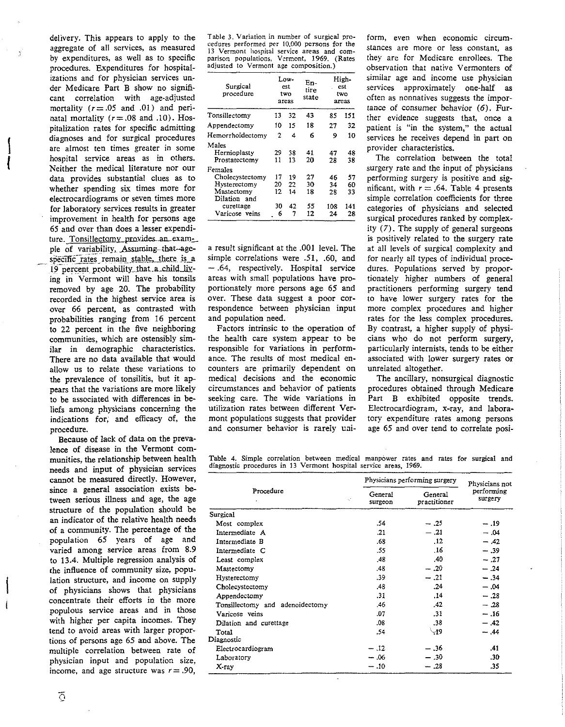delivery. This appears to apply to the aggregate of all services, as measured by expenditures, as well as to specific procedures. Expenditures for hospitalizations and for physician services under Medicare Part B show no significant correlation with age-adjusted mortality ($r = .05$ and $.01$) and perinatal mortality ($r = .08$ and $.10$). Hospitalization rates for specific admitting diagnoses and for surgical procedures are almost ten times greater in some hospital service areas as in others. Neither the medical literature nor our data provides substantial clues as to whether spending six times more for electrocardiograms or seven times more for laboratory services results in greater improvement in health for persons age 65 and over than does a lesser expenditure. Tonsillectomy provides an example of variability. Assuming that age-specific rates remain stable, there is a 19 percent probability that a child living in Vermont will have his tonsils removed by age 20. The probability recorded in the highest service area is over 66 percent, as contrasted with probabilities ranging from 16 percent to 22 percent in the five neighboring communities, which are ostensibly similar in demographic characteristics. There are no data available that would allow us to relate these variations to the prevalence of tonsilitis, but it appears that the variations are more likely to be associated with differences in beliefs among physicians concerning the indications for, and efficacy of, the procedure.

Because of lack of data on the prevalence of disease in the Vermont communities, the relationship between health needs and input of physician services cannot be measured directly. However, since a general association exists between serious illness and age, the age structure of the population should be an indicator of the relative health needs of a community. The percentage of the population 65 years of age and varied among service areas from 8.9 to 13.4. Multiple regression analysis of the influence of community size, population structure, and income on supply of physicians shows that physicians concentrate their efforts in the more populous service areas and in those with higher per capita incomes. They tend to avoid areas with larger proportions of persons age 65 and above. The multiple correlation between rate of physician input and population size, income, and age structure was $r = .90$, a result significant at the .001 level. The simple correlations were .51, .60, and −.64, respectively. Hospital service areas with small populations have proportionately more persons age 65 and over. These data suggest a poor correspondence between physician input and population need.

Table 3. Variation in number of surgical procedures performed per 10,000 persons for the 13 Vermont hospital service areas and comparison populations, Vermont, 1969. (Rates adjusted to Vermont age composition.)

| Surgical procedure | Lowest two areas | | Entire state | Highest two areas | |
|---|---|---|---|---|---|
| Tonsillectomy | 13 | 32 | 43 | 85 | 151 |
| Appendectomy | 10 | 15 | 18 | 27 | 32 |
| Hemorrhoidectomy | 2 | 4 | 6 | 9 | 10 |
| Males | | | | | |
| Hernioplasty | 29 | 38 | 41 | 47 | 48 |
| Prostatectomy | 11 | 13 | 20 | 28 | 38 |
| Females | | | | | |
| Cholecystectomy | 17 | 19 | 27 | 46 | 57 |
| Hysterectomy | 20 | 22 | 30 | 34 | 60 |
| Mastectomy | 12 | 14 | 18 | 28 | 33 |
| Dilation and curettage | 30 | 42 | 55 | 108 | 141 |
| Varicose veins | 6 | 7 | 12 | 24 | 28 |

Factors intrinsic to the operation of the health care system appear to be responsible for variations in performance. The results of most medical encounters are primarily dependent on medical decisions and the economic circumstances and behavior of patients seeking care. The wide variations in utilization rates between different Vermont populations suggests that provider and consumer behavior is rarely uniform, even when economic circumstances are more or less constant, as they are for Medicare enrollees. The observation that native Vermonters of similar age and income use physician services approximately one-half as often as nonnatives suggests the importance of consumer behavior (*6*). Further evidence suggests that, once a patient is "in the system," the actual services he receives depend in part on provider characteristics.

The correlation between the total surgery rate and the input of physicians performing surgery is positive and significant, with $r = .64$. Table 4 presents simple correlation coefficients for three categories of physicians and selected surgical procedures ranked by complexity (*7*). The supply of general surgeons is positively related to the surgery rate at all levels of surgical complexity and for nearly all types of individual procedures. Populations served by proportionately higher numbers of general practitioners performing surgery tend to have lower surgery rates for the more complex procedures and higher rates for the less complex procedures. By contrast, a higher supply of physicians who do not perform surgery, particularly internists, tends to be either associated with lower surgery rates or unrelated altogether.

The ancillary, nonsurgical diagnostic procedures obtained through Medicare Part B exhibited opposite trends. Electrocardiogram, x-ray, and laboratory expenditure rates among persons age 65 and over tend to correlate posi-

Table 4. Simple correlation between medical manpower rates and rates for surgical and diagnostic procedures in 13 Vermont hospital service areas, 1969.

| Procedure | Physicians performing surgery | | Physicians not performing surgery |
|---|---|---|---|
| | General surgeon | General practitioner | |
| Surgical | | | |
| Most complex | .54 | −.25 | −.19 |
| Intermediate A | .21 | −.21 | −.04 |
| Intermediate B | .68 | .12 | −.42 |
| Intermediate C | .55 | .16 | −.39 |
| Least complex | .48 | .40 | −.27 |
| Mastectomy | .48 | −.20 | −.24 |
| Hysterectomy | .39 | −.21 | −.34 |
| Cholecystectomy | .48 | .24 | −.04 |
| Appendectomy | .31 | .14 | −.28 |
| Tonsillectomy and adenoidectomy | .46 | .42 | −.28 |
| Varicose veins | .07 | .31 | −.16 |
| Dilation and curettage | .08 | .38 | −.42 |
| Total | .54 | .19 | −.44 |
| Diagnostic | | | |
| Electrocardiogram | −.12 | −.36 | .41 |
| Laboratory | −.06 | −.30 | .30 |
| X-ray | −.10 | −.28 | .35 |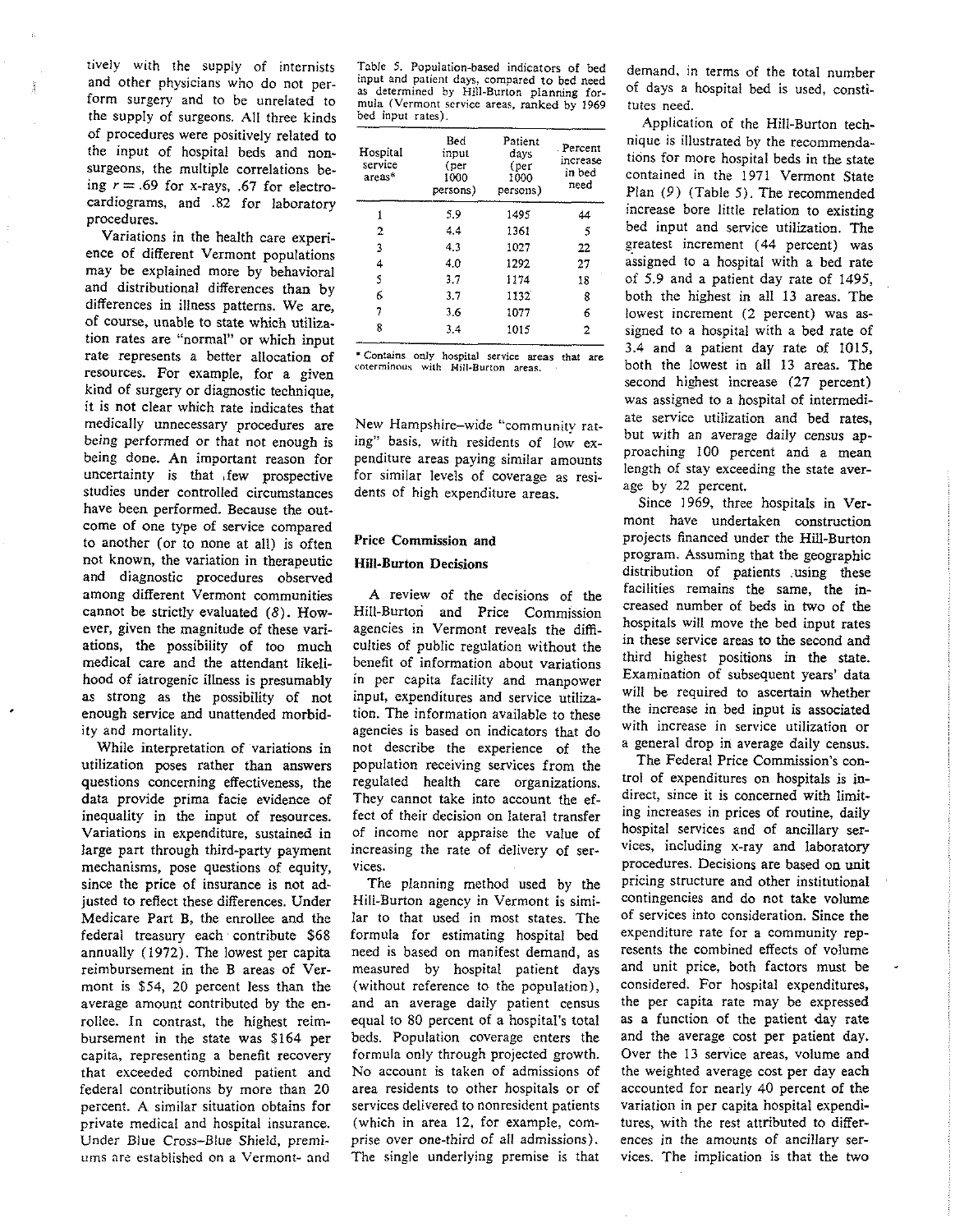tively with the supply of internists and other physicians who do not perform surgery and to be unrelated to the supply of surgeons. All three kinds of procedures were positively related to the input of hospital beds and nonsurgeons, the multiple correlations being $r = .69$ for x-rays, .67 for electrocardiograms, and .82 for laboratory procedures.

Variations in the health care experience of different Vermont populations may be explained more by behavioral and distributional differences than by differences in illness patterns. We are, of course, unable to state which utilization rates are "normal" or which input rate represents a better allocation of resources. For example, for a given kind of surgery or diagnostic technique, it is not clear which rate indicates that medically unnecessary procedures are being performed or that not enough is being done. An important reason for uncertainty is that few prospective studies under controlled circumstances have been performed. Because the outcome of one type of service compared to another (or to none at all) is often not known, the variation in therapeutic and diagnostic procedures observed among different Vermont communities cannot be strictly evaluated (8). However, given the magnitude of these variations, the possibility of too much medical care and the attendant likelihood of iatrogenic illness is presumably as strong as the possibility of not enough service and unattended morbidity and mortality.

While interpretation of variations in utilization poses rather than answers questions concerning effectiveness, the data provide prima facie evidence of inequality in the input of resources. Variations in expenditure, sustained in large part through third-party payment mechanisms, pose questions of equity, since the price of insurance is not adjusted to reflect these differences. Under Medicare Part B, the enrollee and the federal treasury each contribute $68 annually (1972). The lowest per capita reimbursement in the B areas of Vermont is $54, 20 percent less than the average amount contributed by the enrollee. In contrast, the highest reimbursement in the state was $164 per capita, representing a benefit recovery that exceeded combined patient and federal contributions by more than 20 percent. A similar situation obtains for private medical and hospital insurance. Under Blue Cross–Blue Shield, premiums are established on a Vermont- and New Hampshire–wide "community rating" basis, with residents of low expenditure areas paying similar amounts for similar levels of coverage as residents of high expenditure areas.

Table 5. Population-based indicators of bed input and patient days, compared to bed need as determined by Hill-Burton planning formula (Vermont service areas, ranked by 1969 bed input rates).

| Hospital service areas* | Bed input (per 1000 persons) | Patient days (per 1000 persons) | Percent increase in bed need |
|---|---|---|---|
| 1 | 5.9 | 1495 | 44 |
| 2 | 4.4 | 1361 | 5 |
| 3 | 4.3 | 1027 | 22 |
| 4 | 4.0 | 1292 | 27 |
| 5 | 3.7 | 1174 | 18 |
| 6 | 3.7 | 1132 | 8 |
| 7 | 3.6 | 1077 | 6 |
| 8 | 3.4 | 1015 | 2 |

\* Contains only hospital service areas that are coterminous with Hill-Burton areas.

## Price Commission and Hill-Burton Decisions

A review of the decisions of the Hill-Burton and Price Commission agencies in Vermont reveals the difficulties of public regulation without the benefit of information about variations in per capita facility and manpower input, expenditures and service utilization. The information available to these agencies is based on indicators that do not describe the experience of the population receiving services from the regulated health care organizations. They cannot take into account the effect of their decision on lateral transfer of income nor appraise the value of increasing the rate of delivery of services.

The planning method used by the Hill-Burton agency in Vermont is similar to that used in most states. The formula for estimating hospital bed need is based on manifest demand, as measured by hospital patient days (without reference to the population), and an average daily patient census equal to 80 percent of a hospital's total beds. Population coverage enters the formula only through projected growth. No account is taken of admissions of area residents to other hospitals or of services delivered to nonresident patients (which in area 12, for example, comprise over one-third of all admissions). The single underlying premise is that demand, in terms of the total number of days a hospital bed is used, constitutes need.

Application of the Hill-Burton technique is illustrated by the recommendations for more hospital beds in the state contained in the 1971 Vermont State Plan (9) (Table 5). The recommended increase bore little relation to existing bed input and service utilization. The greatest increment (44 percent) was assigned to a hospital with a bed rate of 5.9 and a patient day rate of 1495, both the highest in all 13 areas. The lowest increment (2 percent) was assigned to a hospital with a bed rate of 3.4 and a patient day rate of 1015, both the lowest in all 13 areas. The second highest increase (27 percent) was assigned to a hospital of intermediate service utilization and bed rates, but with an average daily census approaching 100 percent and a mean length of stay exceeding the state average by 22 percent.

Since 1969, three hospitals in Vermont have undertaken construction projects financed under the Hill-Burton program. Assuming that the geographic distribution of patients using these facilities remains the same, the increased number of beds in two of the hospitals will move the bed input rates in these service areas to the second and third highest positions in the state. Examination of subsequent years' data will be required to ascertain whether the increase in bed input is associated with increase in service utilization or a general drop in average daily census.

The Federal Price Commission's control of expenditures on hospitals is indirect, since it is concerned with limiting increases in prices of routine, daily hospital services and of ancillary services, including x-ray and laboratory procedures. Decisions are based on unit pricing structure and other institutional contingencies and do not take volume of services into consideration. Since the expenditure rate for a community represents the combined effects of volume and unit price, both factors must be considered. For hospital expenditures, the per capita rate may be expressed as a function of the patient day rate and the average cost per patient day. Over the 13 service areas, volume and the weighted average cost per day each accounted for nearly 40 percent of the variation in per capita hospital expenditures, with the rest attributed to differences in the amounts of ancillary services. The implication is that the two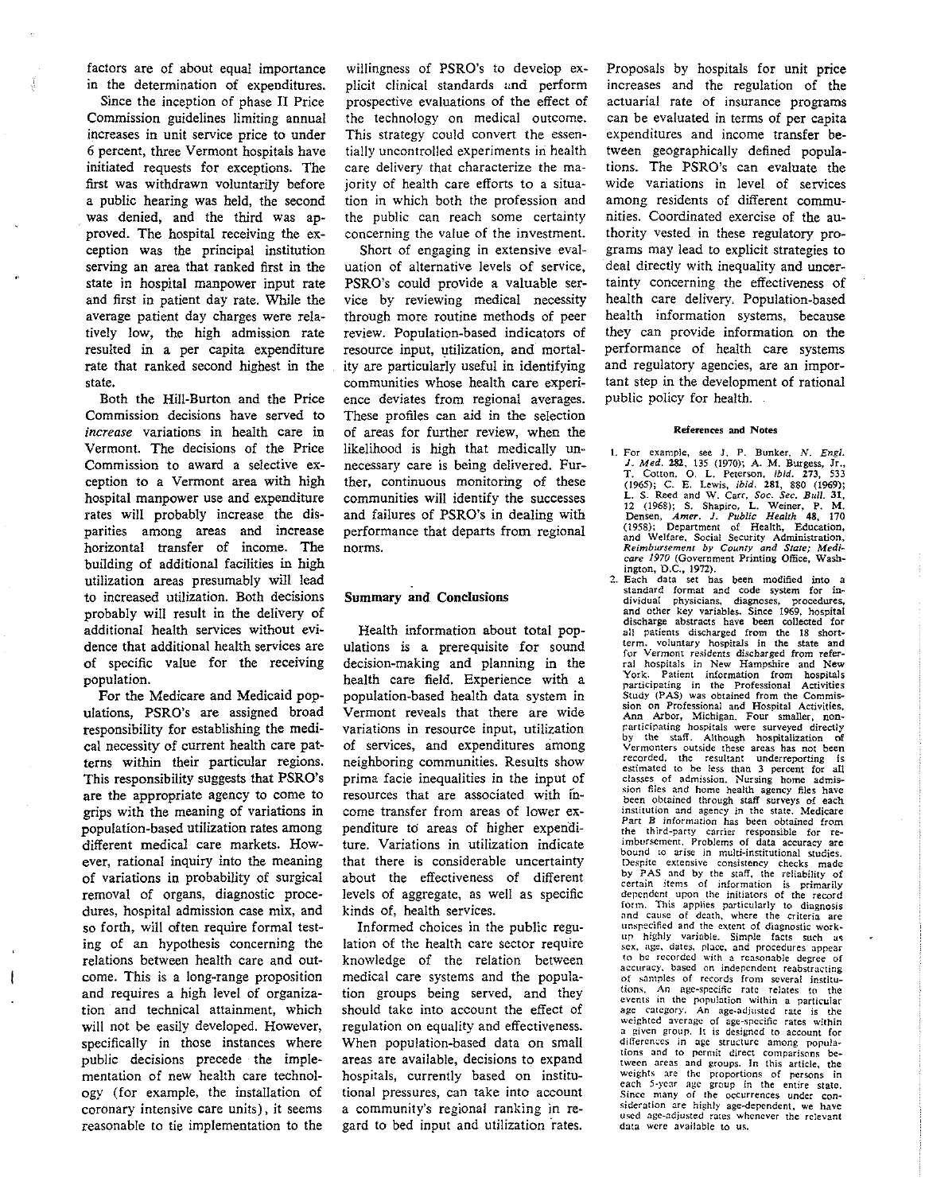factors are of about equal importance in the determination of expenditures.

Since the inception of phase II Price Commission guidelines limiting annual increases in unit service price to under 6 percent, three Vermont hospitals have initiated requests for exceptions. The first was withdrawn voluntarily before a public hearing was held, the second was denied, and the third was approved. The hospital receiving the exception was the principal institution serving an area that ranked first in the state in hospital manpower input rate and first in patient day rate. While the average patient day charges were relatively low, the high admission rate resulted in a per capita expenditure rate that ranked second highest in the state.

Both the Hill-Burton and the Price Commission decisions have served to *increase* variations in health care in Vermont. The decisions of the Price Commission to award a selective exception to a Vermont area with high hospital manpower use and expenditure rates will probably increase the disparities among areas and increase horizontal transfer of income. The building of additional facilities in high utilization areas presumably will lead to increased utilization. Both decisions probably will result in the delivery of additional health services without evidence that additional health services are of specific value for the receiving population.

For the Medicare and Medicaid populations, PSRO's are assigned broad responsibility for establishing the medical necessity of current health care patterns within their particular regions. This responsibility suggests that PSRO's are the appropriate agency to come to grips with the meaning of variations in population-based utilization rates among different medical care markets. However, rational inquiry into the meaning of variations in probability of surgical removal of organs, diagnostic procedures, hospital admission case mix, and so forth, will often require formal testing of an hypothesis concerning the relations between health care and outcome. This is a long-range proposition and requires a high level of organization and technical attainment, which will not be easily developed. However, specifically in those instances where public decisions precede the implementation of new health care technology (for example, the installation of coronary intensive care units), it seems reasonable to tie implementation to the willingness of PSRO's to develop explicit clinical standards and perform prospective evaluations of the effect of the technology on medical outcome. This strategy could convert the essentially uncontrolled experiments in health care delivery that characterize the majority of health care efforts to a situation in which both the profession and the public can reach some certainty concerning the value of the investment.

Short of engaging in extensive evaluation of alternative levels of service, PSRO's could provide a valuable service by reviewing medical necessity through more routine methods of peer review. Population-based indicators of resource input, utilization, and mortality are particularly useful in identifying communities whose health care experience deviates from regional averages. These profiles can aid in the selection of areas for further review, when the likelihood is high that medically unnecessary care is being delivered. Further, continuous monitoring of these communities will identify the successes and failures of PSRO's in dealing with performance that departs from regional norms.

## Summary and Conclusions

Health information about total populations is a prerequisite for sound decision-making and planning in the health care field. Experience with a population-based health data system in Vermont reveals that there are wide variations in resource input, utilization of services, and expenditures among neighboring communities. Results show prima facie inequalities in the input of resources that are associated with income transfer from areas of lower expenditure to areas of higher expenditure. Variations in utilization indicate that there is considerable uncertainty about the effectiveness of different levels of aggregate, as well as specific kinds of, health services.

Informed choices in the public regulation of the health care sector require knowledge of the relation between medical care systems and the population groups being served, and they should take into account the effect of regulation on equality and effectiveness. When population-based data on small areas are available, decisions to expand hospitals, currently based on institutional pressures, can take into account a community's regional ranking in regard to bed input and utilization rates. Proposals by hospitals for unit price increases and the regulation of the actuarial rate of insurance programs can be evaluated in terms of per capita expenditures and income transfer between geographically defined populations. The PSRO's can evaluate the wide variations in level of services among residents of different communities. Coordinated exercise of the authority vested in these regulatory programs may lead to explicit strategies to deal directly with inequality and uncertainty concerning the effectiveness of health care delivery. Population-based health information systems, because they can provide information on the performance of health care systems and regulatory agencies, are an important step in the development of rational public policy for health.

### References and Notes

1. For example, see J. P. Bunker, *N. Engl. J. Med.* **282**, 135 (1970); A. M. Burgess, Jr., T. Cotton, O. L. Peterson, *ibid.* **273**, 533 (1965); C. E. Lewis, *ibid.* **281**, 880 (1969); L. S. Reed and W. Carr, *Soc. Sec. Bull.* **31**, 12 (1968); S. Shapiro, L. Weiner, P. M. Densen, *Amer. J. Public Health* **48**, 170 (1958); Department of Health, Education, and Welfare, Social Security Administration, *Reimbursement by County and State; Medicare 1970* (Government Printing Office, Washington, D.C., 1972).
2. Each data set has been modified into a standard format and code system for individual physicians, diagnoses, procedures, and other key variables. Since 1969, hospital discharge abstracts have been collected for all patients discharged from the 18 short-term, voluntary hospitals in the state and for Vermont residents discharged from referral hospitals in New Hampshire and New York. Patient information from hospitals participating in the Professional Activities Study (PAS) was obtained from the Commission on Professional and Hospital Activities, Ann Arbor, Michigan. Four smaller, nonparticipating hospitals were surveyed directly by the staff. Although hospitalization of Vermonters outside these areas has not been recorded, the resultant underreporting is estimated to be less than 3 percent for all classes of admission. Nursing home admission files and home health agency files have been obtained through staff surveys of each institution and agency in the state. Medicare Part B information has been obtained from the third-party carrier responsible for reimbursement. Problems of data accuracy are bound to arise in multi-institutional studies. Despite extensive consistency checks made by PAS and by the staff, the reliability of certain items of information is primarily dependent upon the initiators of the record form. This applies particularly to diagnosis and cause of death, where the criteria are unspecified and the extent of diagnostic workup highly variable. Simple facts such as sex, age, dates, place, and procedures appear to be recorded with a reasonable degree of accuracy, based on independent reabstracting of samples of records from several institutions. An age-specific rate relates to the events in the population within a particular age category. An age-adjusted rate is the weighted average of age-specific rates within a given group. It is designed to account for differences in age structure among populations and to permit direct comparisons between areas and groups. In this article, the weights are the proportions of persons in each 5-year age group in the entire state. Since many of the occurrences under consideration are highly age-dependent, we have used age-adjusted rates whenever the relevant data were available to us.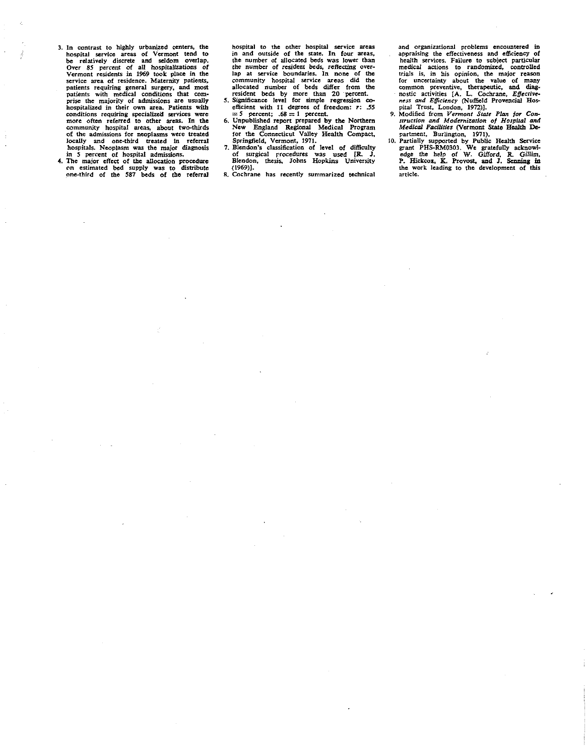3. In contrast to highly urbanized centers, the hospital service areas of Vermont tend to be relatively discrete and seldom overlap. Over 85 percent of all hospitalizations of Vermont residents in 1969 took place in the service area of residence. Maternity patients, patients requiring general surgery, and most patients with medical conditions that comprise the majority of admissions are usually hospitalized in their own area. Patients with conditions requiring specialized services were more often referred to other areas. In the community hospital areas, about two-thirds of the admissions for neoplasms were treated locally and one-third treated in referral hospitals. Neoplasm was the major diagnosis in 5 percent of hospital admissions.
4. The major effect of the allocation procedure on estimated bed supply was to distribute one-third of the 587 beds of the referral hospital to the other hospital service areas in and outside of the state. In four areas, the number of allocated beds was lower than the number of resident beds, reflecting overlap at service boundaries. In none of the community hospital service areas did the allocated number of beds differ from the resident beds by more than 20 percent.
5. Significance level for simple regression coefficient with 11 degrees of freedom: $r$: .55 = 5 percent; .68 = 1 percent.
6. Unpublished report prepared by the Northern New England Regional Medical Program for the Connecticut Valley Health Compact, Springfield, Vermont, 1971.
7. Blendon's classification of level of difficulty of surgical procedures was used [R. J. Blendon, thesis, Johns Hopkins University (1969)].
8. Cochrane has recently summarized technical and organizational problems encountered in appraising the effectiveness and efficiency of health services. Failure to subject particular medical actions to randomized, controlled trials is, in his opinion, the major reason for uncertainty about the value of many common preventive, therapeutic, and diagnostic activities [A. L. Cochrane, *Effectiveness and Efficiency* (Nuffield Provencial Hospital Trust, London, 1972)].
9. Modified from *Vermont State Plan for Construction and Modernization of Hospital and Medical Facilities* (Vermont State Health Department, Burlington, 1971).
10. Partially supported by Public Health Service grant PHS-RM0303. We gratefully acknowledge the help of W. Gifford, R. Gillim, P. Hickcox, K. Provost, and J. Senning in the work leading to the development of this article.